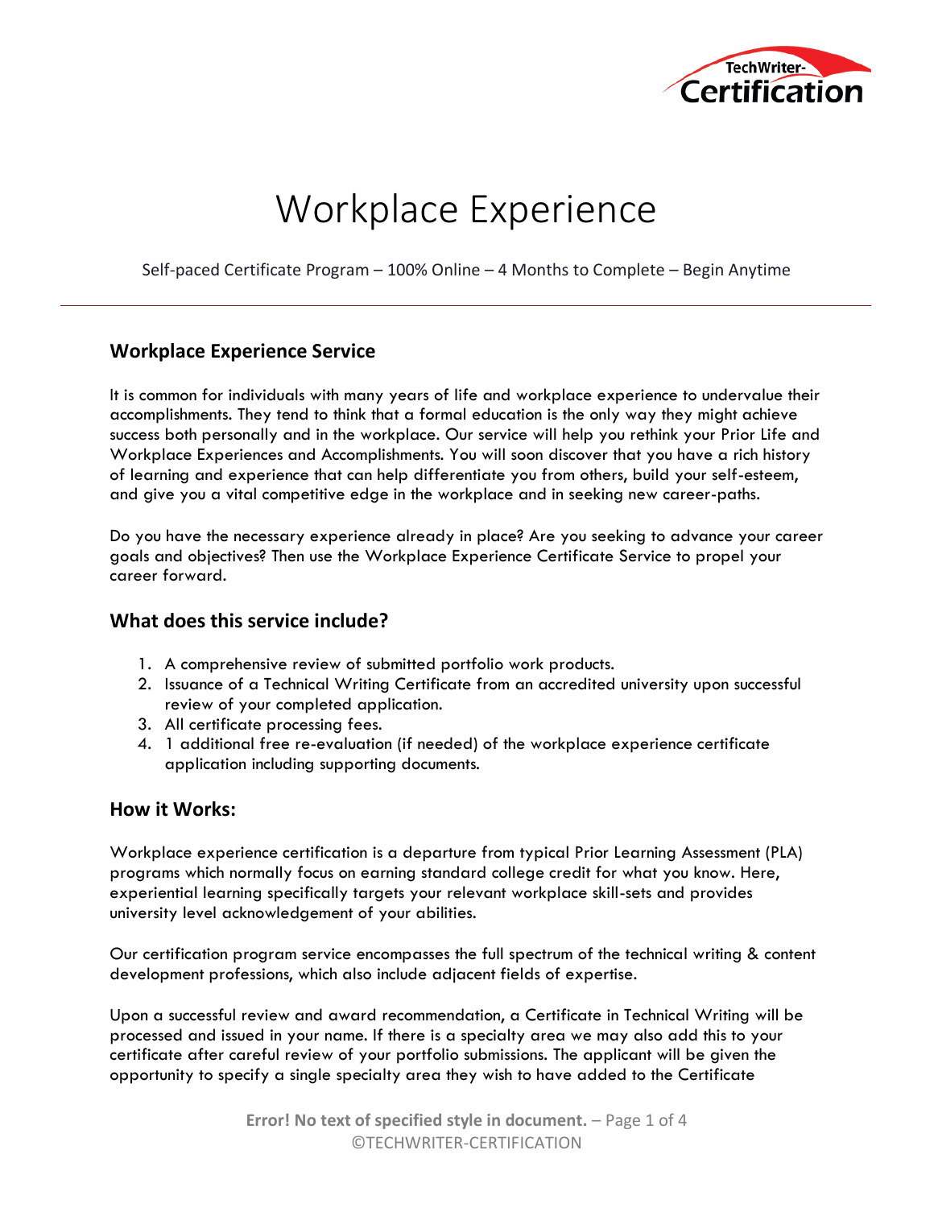# Workplace Experience

Self-paced Certificate Program – 100% Online – 4 Months to Complete – Begin Anytime

---

## Workplace Experience Service

It is common for individuals with many years of life and workplace experience to undervalue their accomplishments. They tend to think that a formal education is the only way they might achieve success both personally and in the workplace. Our service will help you rethink your Prior Life and Workplace Experiences and Accomplishments. You will soon discover that you have a rich history of learning and experience that can help differentiate you from others, build your self-esteem, and give you a vital competitive edge in the workplace and in seeking new career-paths.

Do you have the necessary experience already in place? Are you seeking to advance your career goals and objectives? Then use the Workplace Experience Certificate Service to propel your career forward.

## What does this service include?

1. A comprehensive review of submitted portfolio work products.
2. Issuance of a Technical Writing Certificate from an accredited university upon successful review of your completed application.
3. All certificate processing fees.
4. 1 additional free re-evaluation (if needed) of the workplace experience certificate application including supporting documents.

## How it Works:

Workplace experience certification is a departure from typical Prior Learning Assessment (PLA) programs which normally focus on earning standard college credit for what you know. Here, experiential learning specifically targets your relevant workplace skill-sets and provides university level acknowledgement of your abilities.

Our certification program service encompasses the full spectrum of the technical writing & content development professions, which also include adjacent fields of expertise.

Upon a successful review and award recommendation, a Certificate in Technical Writing will be processed and issued in your name. If there is a specialty area we may also add this to your certificate after careful review of your portfolio submissions. The applicant will be given the opportunity to specify a single specialty area they wish to have added to the Certificate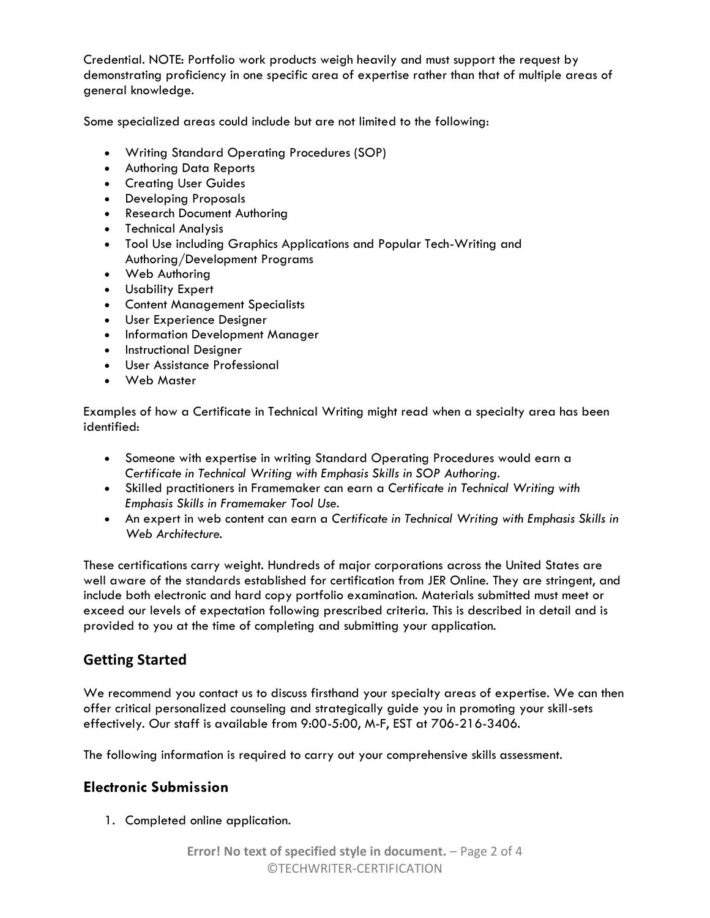Credential. NOTE: Portfolio work products weigh heavily and must support the request by demonstrating proficiency in one specific area of expertise rather than that of multiple areas of general knowledge.

Some specialized areas could include but are not limited to the following:

- Writing Standard Operating Procedures (SOP)
- Authoring Data Reports
- Creating User Guides
- Developing Proposals
- Research Document Authoring
- Technical Analysis
- Tool Use including Graphics Applications and Popular Tech-Writing and Authoring/Development Programs
- Web Authoring
- Usability Expert
- Content Management Specialists
- User Experience Designer
- Information Development Manager
- Instructional Designer
- User Assistance Professional
- Web Master

Examples of how a Certificate in Technical Writing might read when a specialty area has been identified:

- Someone with expertise in writing Standard Operating Procedures would earn a *Certificate in Technical Writing with Emphasis Skills in SOP Authoring*.
- Skilled practitioners in Framemaker can earn a *Certificate in Technical Writing with Emphasis Skills in Framemaker Tool Use*.
- An expert in web content can earn a *Certificate in Technical Writing with Emphasis Skills in Web Architecture*.

These certifications carry weight. Hundreds of major corporations across the United States are well aware of the standards established for certification from JER Online. They are stringent, and include both electronic and hard copy portfolio examination. Materials submitted must meet or exceed our levels of expectation following prescribed criteria. This is described in detail and is provided to you at the time of completing and submitting your application.

## Getting Started

We recommend you contact us to discuss firsthand your specialty areas of expertise. We can then offer critical personalized counseling and strategically guide you in promoting your skill-sets effectively. Our staff is available from 9:00-5:00, M-F, EST at 706-216-3406.

The following information is required to carry out your comprehensive skills assessment.

### Electronic Submission

1. Completed online application.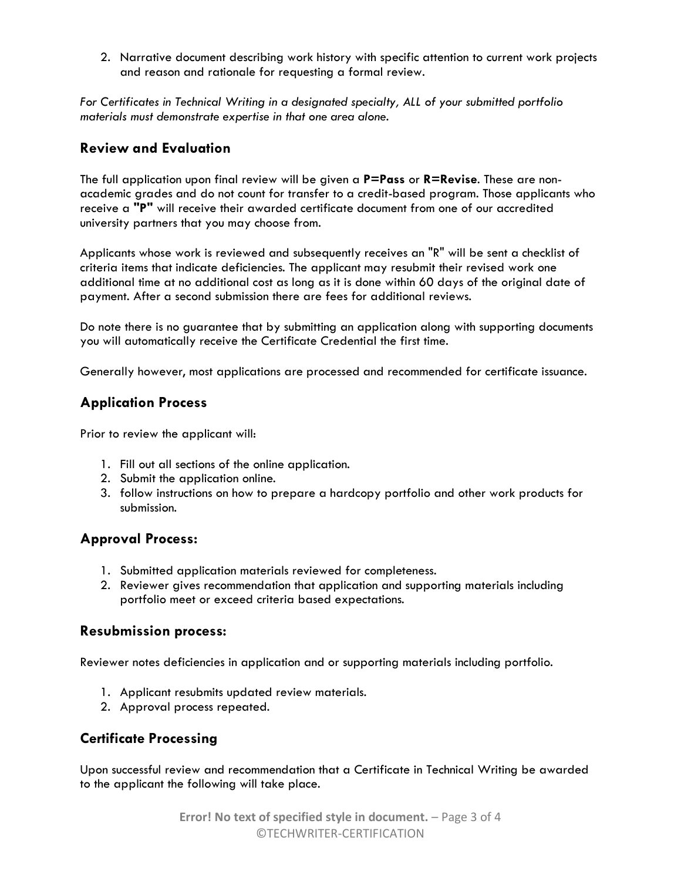2. Narrative document describing work history with specific attention to current work projects and reason and rationale for requesting a formal review.

*For Certificates in Technical Writing in a designated specialty, ALL of your submitted portfolio materials must demonstrate expertise in that one area alone.*

## Review and Evaluation

The full application upon final review will be given a **P=Pass** or **R=Revise**. These are non-academic grades and do not count for transfer to a credit-based program. Those applicants who receive a **"P"** will receive their awarded certificate document from one of our accredited university partners that you may choose from.

Applicants whose work is reviewed and subsequently receives an "R" will be sent a checklist of criteria items that indicate deficiencies. The applicant may resubmit their revised work one additional time at no additional cost as long as it is done within 60 days of the original date of payment. After a second submission there are fees for additional reviews.

Do note there is no guarantee that by submitting an application along with supporting documents you will automatically receive the Certificate Credential the first time.

Generally however, most applications are processed and recommended for certificate issuance.

## Application Process

Prior to review the applicant will:

1. Fill out all sections of the online application.
2. Submit the application online.
3. follow instructions on how to prepare a hardcopy portfolio and other work products for submission.

## Approval Process:

1. Submitted application materials reviewed for completeness.
2. Reviewer gives recommendation that application and supporting materials including portfolio meet or exceed criteria based expectations.

## Resubmission process:

Reviewer notes deficiencies in application and or supporting materials including portfolio.

1. Applicant resubmits updated review materials.
2. Approval process repeated.

## Certificate Processing

Upon successful review and recommendation that a Certificate in Technical Writing be awarded to the applicant the following will take place.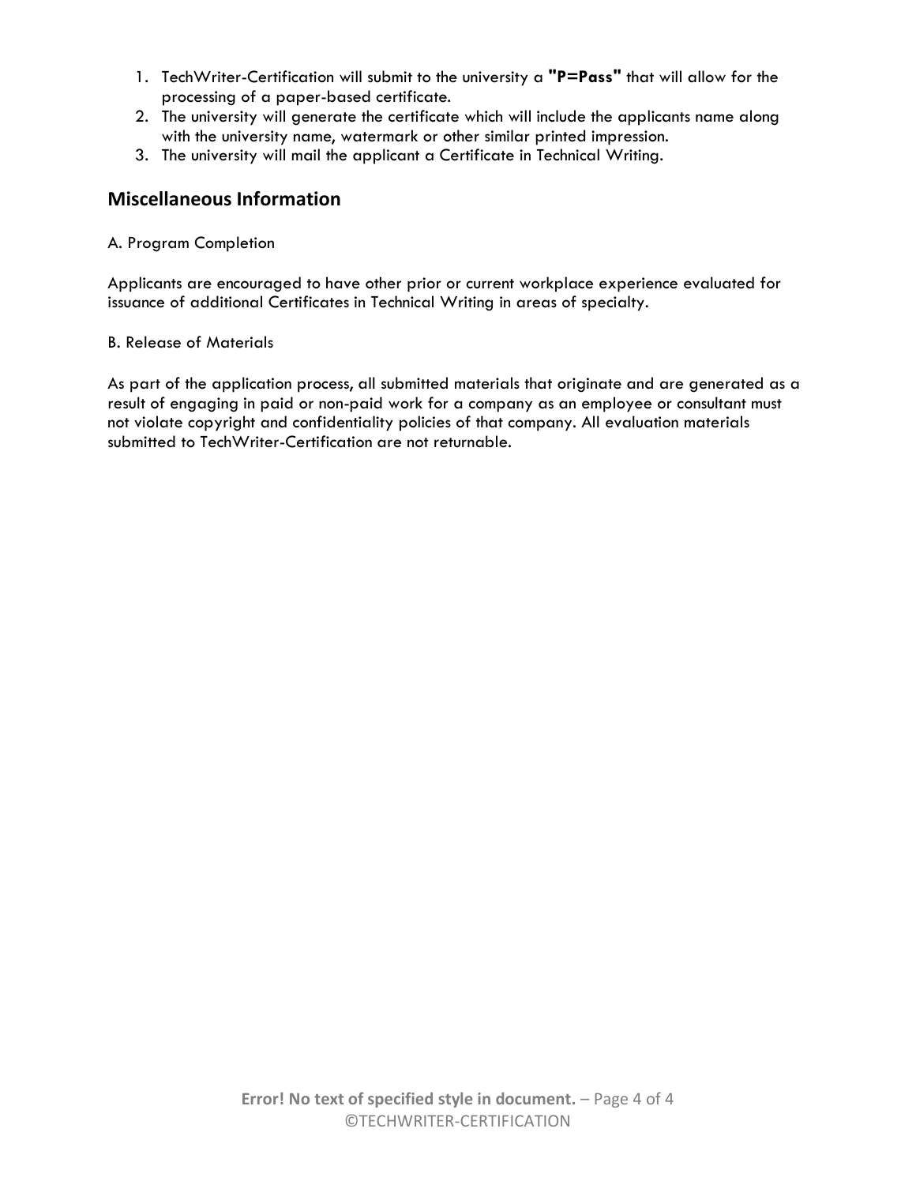1. TechWriter-Certification will submit to the university a **"P=Pass"** that will allow for the processing of a paper-based certificate.
2. The university will generate the certificate which will include the applicants name along with the university name, watermark or other similar printed impression.
3. The university will mail the applicant a Certificate in Technical Writing.

## Miscellaneous Information

A. Program Completion

Applicants are encouraged to have other prior or current workplace experience evaluated for issuance of additional Certificates in Technical Writing in areas of specialty.

B. Release of Materials

As part of the application process, all submitted materials that originate and are generated as a result of engaging in paid or non-paid work for a company as an employee or consultant must not violate copyright and confidentiality policies of that company. All evaluation materials submitted to TechWriter-Certification are not returnable.